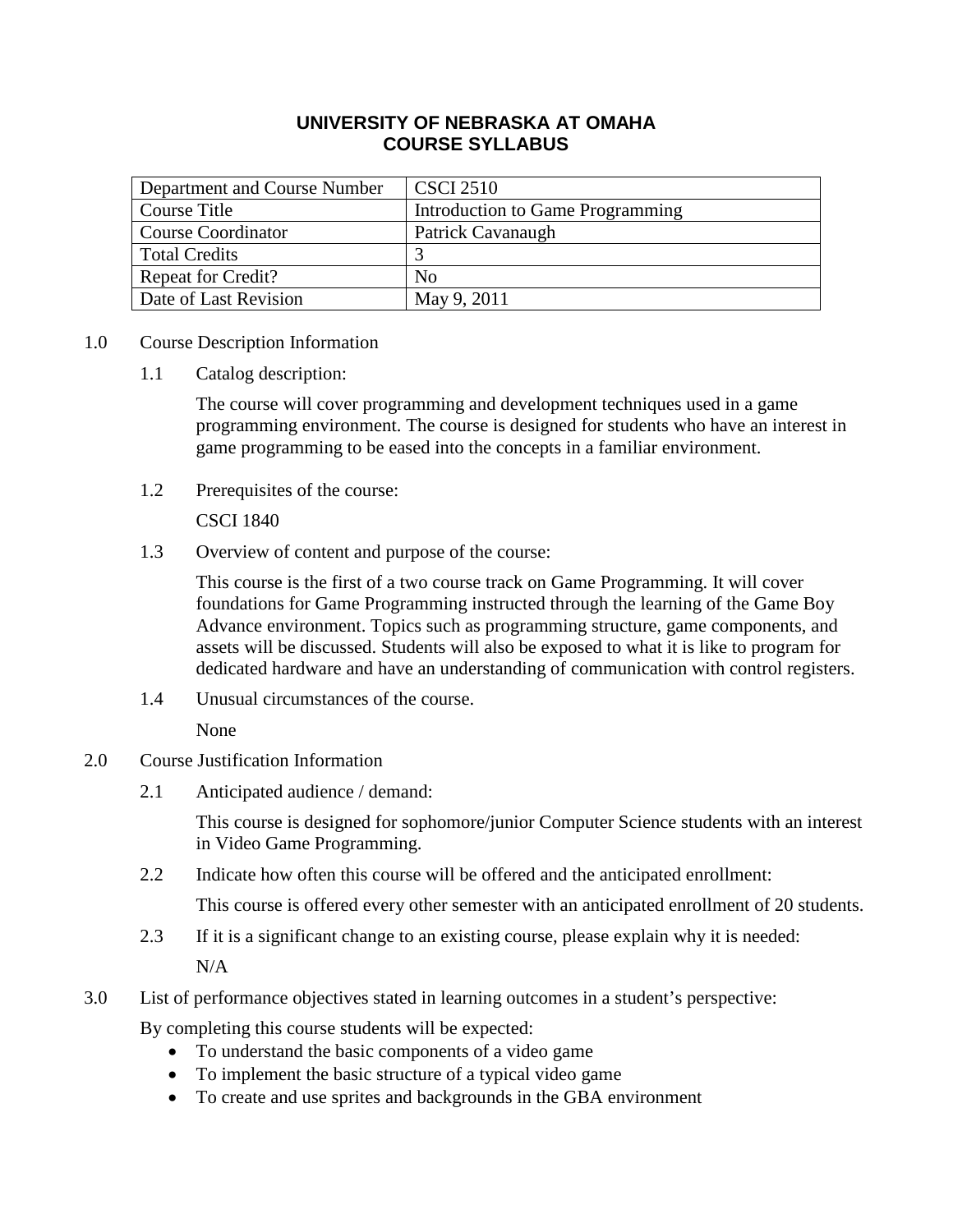# UNIVERSITY OF NEBRASKA AT OMAHA
# COURSE SYLLABUS

| Department and Course Number | CSCI 2510 |
|---|---|
| Course Title | Introduction to Game Programming |
| Course Coordinator | Patrick Cavanaugh |
| Total Credits | 3 |
| Repeat for Credit? | No |
| Date of Last Revision | May 9, 2011 |

## 1.0 Course Description Information

### 1.1 Catalog description:

The course will cover programming and development techniques used in a game programming environment. The course is designed for students who have an interest in game programming to be eased into the concepts in a familiar environment.

### 1.2 Prerequisites of the course:

CSCI 1840

### 1.3 Overview of content and purpose of the course:

This course is the first of a two course track on Game Programming. It will cover foundations for Game Programming instructed through the learning of the Game Boy Advance environment. Topics such as programming structure, game components, and assets will be discussed. Students will also be exposed to what it is like to program for dedicated hardware and have an understanding of communication with control registers.

### 1.4 Unusual circumstances of the course.

None

## 2.0 Course Justification Information

### 2.1 Anticipated audience / demand:

This course is designed for sophomore/junior Computer Science students with an interest in Video Game Programming.

### 2.2 Indicate how often this course will be offered and the anticipated enrollment:

This course is offered every other semester with an anticipated enrollment of 20 students.

### 2.3 If it is a significant change to an existing course, please explain why it is needed:

N/A

## 3.0 List of performance objectives stated in learning outcomes in a student's perspective:

By completing this course students will be expected:

- To understand the basic components of a video game
- To implement the basic structure of a typical video game
- To create and use sprites and backgrounds in the GBA environment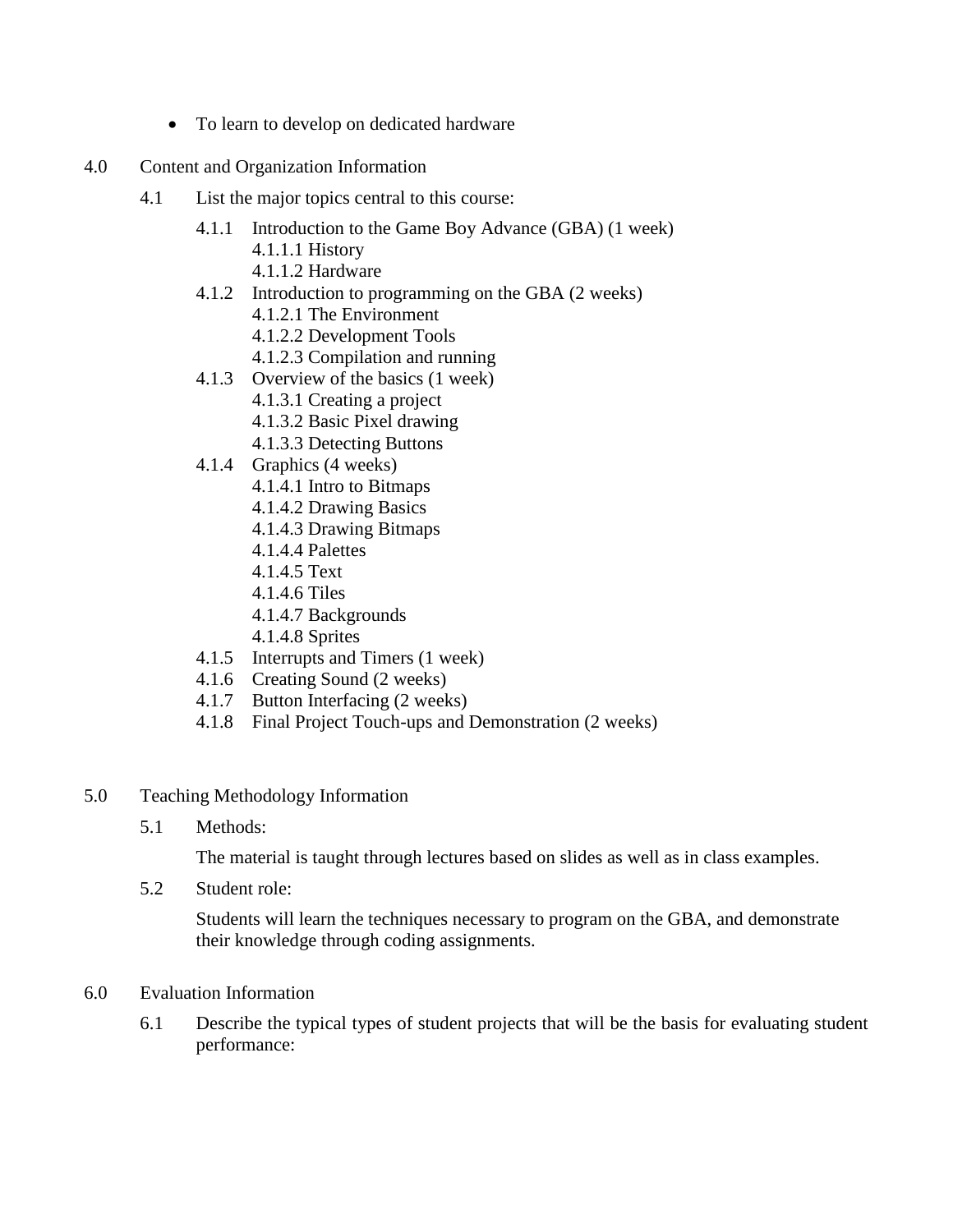- To learn to develop on dedicated hardware

4.0 Content and Organization Information

4.1 List the major topics central to this course:

- 4.1.1 Introduction to the Game Boy Advance (GBA) (1 week)
  - 4.1.1.1 History
  - 4.1.1.2 Hardware
- 4.1.2 Introduction to programming on the GBA (2 weeks)
  - 4.1.2.1 The Environment
  - 4.1.2.2 Development Tools
  - 4.1.2.3 Compilation and running
- 4.1.3 Overview of the basics (1 week)
  - 4.1.3.1 Creating a project
  - 4.1.3.2 Basic Pixel drawing
  - 4.1.3.3 Detecting Buttons
- 4.1.4 Graphics (4 weeks)
  - 4.1.4.1 Intro to Bitmaps
  - 4.1.4.2 Drawing Basics
  - 4.1.4.3 Drawing Bitmaps
  - 4.1.4.4 Palettes
  - 4.1.4.5 Text
  - 4.1.4.6 Tiles
  - 4.1.4.7 Backgrounds
  - 4.1.4.8 Sprites
- 4.1.5 Interrupts and Timers (1 week)
- 4.1.6 Creating Sound (2 weeks)
- 4.1.7 Button Interfacing (2 weeks)
- 4.1.8 Final Project Touch-ups and Demonstration (2 weeks)

5.0 Teaching Methodology Information

5.1 Methods:

The material is taught through lectures based on slides as well as in class examples.

5.2 Student role:

Students will learn the techniques necessary to program on the GBA, and demonstrate their knowledge through coding assignments.

6.0 Evaluation Information

6.1 Describe the typical types of student projects that will be the basis for evaluating student performance: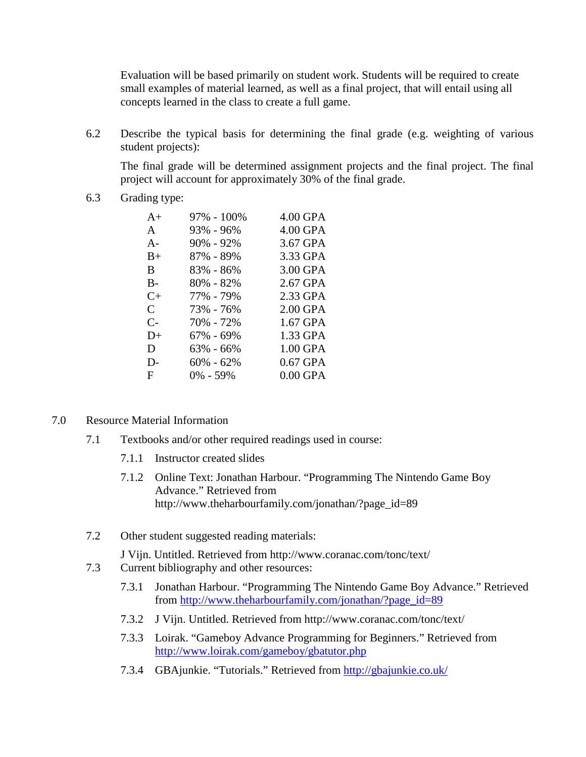Evaluation will be based primarily on student work. Students will be required to create small examples of material learned, as well as a final project, that will entail using all concepts learned in the class to create a full game.

6.2 Describe the typical basis for determining the final grade (e.g. weighting of various student projects):

The final grade will be determined assignment projects and the final project. The final project will account for approximately 30% of the final grade.

6.3 Grading type:

| | | |
|---|---|---|
| A+ | 97% - 100% | 4.00 GPA |
| A | 93% - 96% | 4.00 GPA |
| A- | 90% - 92% | 3.67 GPA |
| B+ | 87% - 89% | 3.33 GPA |
| B | 83% - 86% | 3.00 GPA |
| B- | 80% - 82% | 2.67 GPA |
| C+ | 77% - 79% | 2.33 GPA |
| C | 73% - 76% | 2.00 GPA |
| C- | 70% - 72% | 1.67 GPA |
| D+ | 67% - 69% | 1.33 GPA |
| D | 63% - 66% | 1.00 GPA |
| D- | 60% - 62% | 0.67 GPA |
| F | 0% - 59% | 0.00 GPA |

## 7.0 Resource Material Information

7.1 Textbooks and/or other required readings used in course:

7.1.1 Instructor created slides

7.1.2 Online Text: Jonathan Harbour. "Programming The Nintendo Game Boy Advance." Retrieved from http://www.theharbourfamily.com/jonathan/?page_id=89

7.2 Other student suggested reading materials:

J Vijn. Untitled. Retrieved from http://www.coranac.com/tonc/text/

7.3 Current bibliography and other resources:

7.3.1 Jonathan Harbour. "Programming The Nintendo Game Boy Advance." Retrieved from http://www.theharbourfamily.com/jonathan/?page_id=89

7.3.2 J Vijn. Untitled. Retrieved from http://www.coranac.com/tonc/text/

7.3.3 Loirak. "Gameboy Advance Programming for Beginners." Retrieved from http://www.loirak.com/gameboy/gbatutor.php

7.3.4 GBAjunkie. "Tutorials." Retrieved from http://gbajunkie.co.uk/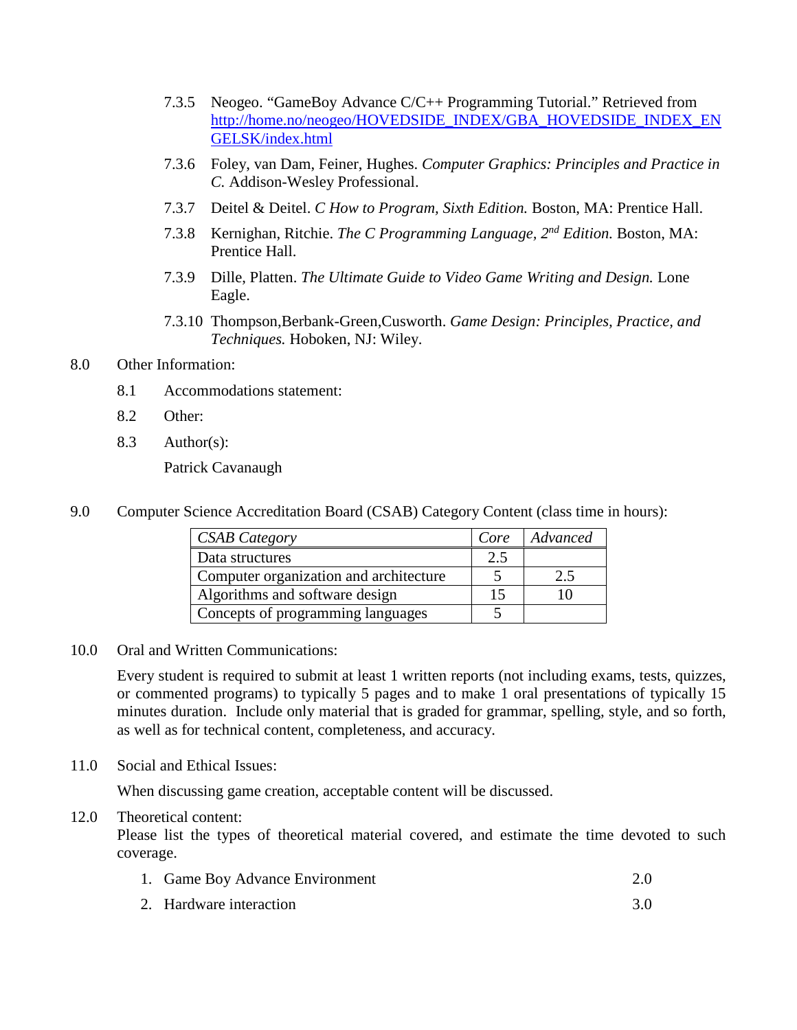7.3.5 Neogeo. "GameBoy Advance C/C++ Programming Tutorial." Retrieved from [http://home.no/neogeo/HOVEDSIDE_INDEX/GBA_HOVEDSIDE_INDEX_ENGELSK/index.html](http://home.no/neogeo/HOVEDSIDE_INDEX/GBA_HOVEDSIDE_INDEX_ENGELSK/index.html)

7.3.6 Foley, van Dam, Feiner, Hughes. *Computer Graphics: Principles and Practice in C.* Addison-Wesley Professional.

7.3.7 Deitel & Deitel. *C How to Program, Sixth Edition.* Boston, MA: Prentice Hall.

7.3.8 Kernighan, Ritchie. *The C Programming Language, 2nd Edition.* Boston, MA: Prentice Hall.

7.3.9 Dille, Platten. *The Ultimate Guide to Video Game Writing and Design.* Lone Eagle.

7.3.10 Thompson,Berbank-Green,Cusworth. *Game Design: Principles, Practice, and Techniques.* Hoboken, NJ: Wiley.

8.0 Other Information:

8.1 Accommodations statement:

8.2 Other:

8.3 Author(s):

Patrick Cavanaugh

9.0 Computer Science Accreditation Board (CSAB) Category Content (class time in hours):

| *CSAB Category* | *Core* | *Advanced* |
|---|---|---|
| Data structures | 2.5 | |
| Computer organization and architecture | 5 | 2.5 |
| Algorithms and software design | 15 | 10 |
| Concepts of programming languages | 5 | |

10.0 Oral and Written Communications:

Every student is required to submit at least 1 written reports (not including exams, tests, quizzes, or commented programs) to typically 5 pages and to make 1 oral presentations of typically 15 minutes duration. Include only material that is graded for grammar, spelling, style, and so forth, as well as for technical content, completeness, and accuracy.

11.0 Social and Ethical Issues:

When discussing game creation, acceptable content will be discussed.

12.0 Theoretical content:

Please list the types of theoretical material covered, and estimate the time devoted to such coverage.

1. Game Boy Advance Environment 2.0
2. Hardware interaction 3.0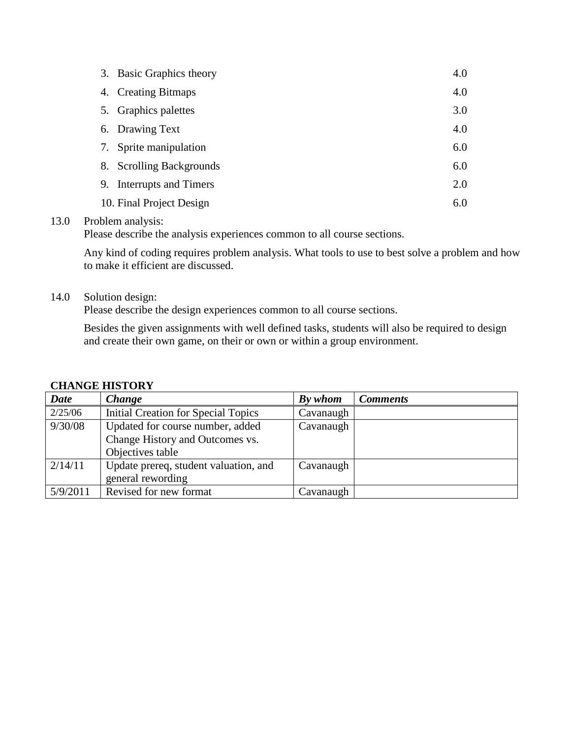3. Basic Graphics theory 4.0
4. Creating Bitmaps 4.0
5. Graphics palettes 3.0
6. Drawing Text 4.0
7. Sprite manipulation 6.0
8. Scrolling Backgrounds 6.0
9. Interrupts and Timers 2.0
10. Final Project Design 6.0

13.0 Problem analysis:
Please describe the analysis experiences common to all course sections.

Any kind of coding requires problem analysis. What tools to use to best solve a problem and how to make it efficient are discussed.

14.0 Solution design:
Please describe the design experiences common to all course sections.

Besides the given assignments with well defined tasks, students will also be required to design and create their own game, on their or own or within a group environment.

**CHANGE HISTORY**

| ***Date*** | ***Change*** | ***By whom*** | ***Comments*** |
|---|---|---|---|
| 2/25/06 | Initial Creation for Special Topics | Cavanaugh | |
| 9/30/08 | Updated for course number, added Change History and Outcomes vs. Objectives table | Cavanaugh | |
| 2/14/11 | Update prereq, student valuation, and general rewording | Cavanaugh | |
| 5/9/2011 | Revised for new format | Cavanaugh | |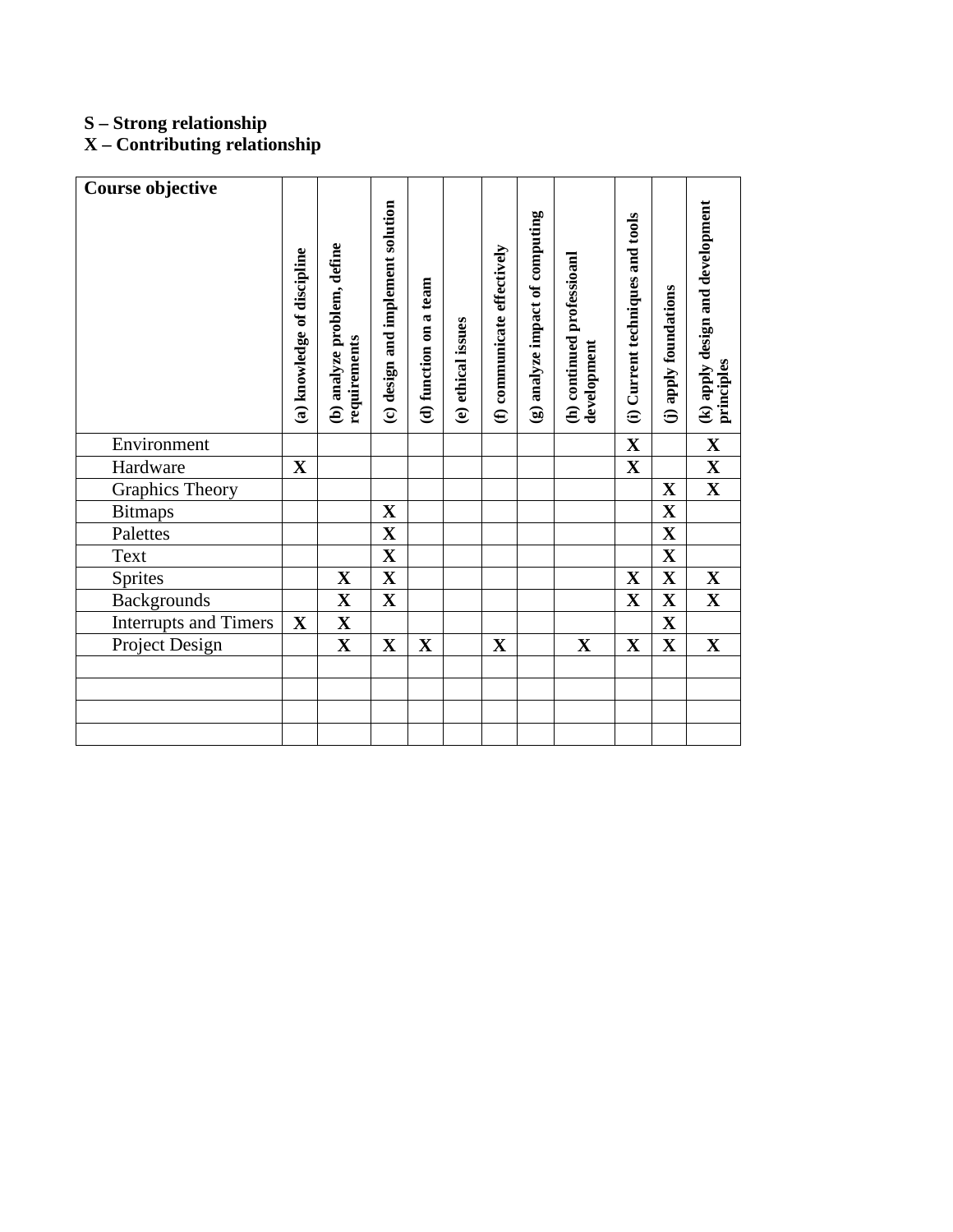**S – Strong relationship**
**X – Contributing relationship**

| Course objective | (a) knowledge of discipline | (b) analyze problem, define requirements | (c) design and implement solution | (d) function on a team | (e) ethical issues | (f) communicate effectively | (g) analyze impact of computing | (h) continued professioanl development | (i) Current techniques and tools | (j) apply foundations | (k) apply design and development principles |
|---|---|---|---|---|---|---|---|---|---|---|---|
| Environment | | | | | | | | | X | | X |
| Hardware | X | | | | | | | | X | | X |
| Graphics Theory | | | | | | | | | | X | X |
| Bitmaps | | | X | | | | | | | X | |
| Palettes | | | X | | | | | | | X | |
| Text | | | X | | | | | | | X | |
| Sprites | | X | X | | | | | | X | X | X |
| Backgrounds | | X | X | | | | | | X | X | X |
| Interrupts and Timers | X | X | | | | | | | | X | |
| Project Design | | X | X | X | | X | | X | X | X | X |
| | | | | | | | | | | | |
| | | | | | | | | | | | |
| | | | | | | | | | | | |
| | | | | | | | | | | | |